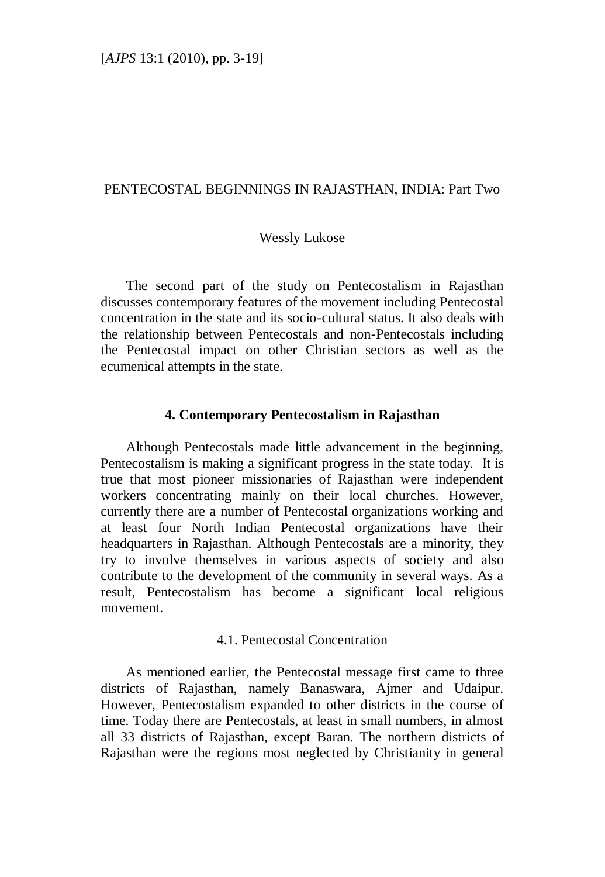# PENTECOSTAL BEGINNINGS IN RAJASTHAN, INDIA: Part Two

Wessly Lukose

The second part of the study on Pentecostalism in Rajasthan discusses contemporary features of the movement including Pentecostal concentration in the state and its socio-cultural status. It also deals with the relationship between Pentecostals and non-Pentecostals including the Pentecostal impact on other Christian sectors as well as the ecumenical attempts in the state.

## 4. Contemporary Pentecostalism in Rajasthan

Although Pentecostals made little advancement in the beginning, Pentecostalism is making a significant progress in the state today. It is true that most pioneer missionaries of Rajasthan were independent workers concentrating mainly on their local churches. However, currently there are a number of Pentecostal organizations working and at least four North Indian Pentecostal organizations have their headquarters in Rajasthan. Although Pentecostals are a minority, they try to involve themselves in various aspects of society and also contribute to the development of the community in several ways. As a result, Pentecostalism has become a significant local religious movement.

### 4.1. Pentecostal Concentration

As mentioned earlier, the Pentecostal message first came to three districts of Rajasthan, namely Banaswara, Ajmer and Udaipur. However, Pentecostalism expanded to other districts in the course of time. Today there are Pentecostals, at least in small numbers, in almost all 33 districts of Rajasthan, except Baran. The northern districts of Rajasthan were the regions most neglected by Christianity in general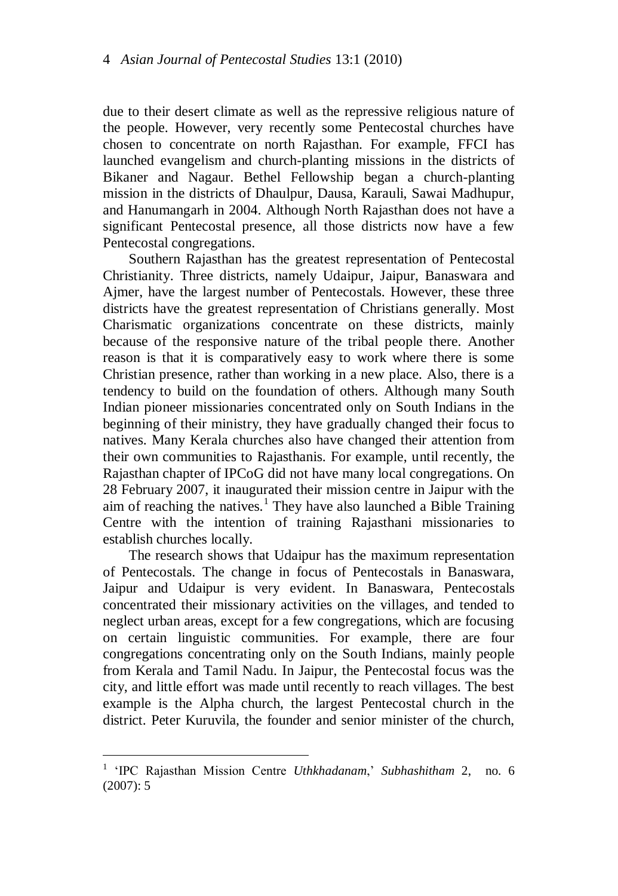due to their desert climate as well as the repressive religious nature of the people. However, very recently some Pentecostal churches have chosen to concentrate on north Rajasthan. For example, FFCI has launched evangelism and church-planting missions in the districts of Bikaner and Nagaur. Bethel Fellowship began a church-planting mission in the districts of Dhaulpur, Dausa, Karauli, Sawai Madhupur, and Hanumangarh in 2004. Although North Rajasthan does not have a significant Pentecostal presence, all those districts now have a few Pentecostal congregations.

Southern Rajasthan has the greatest representation of Pentecostal Christianity. Three districts, namely Udaipur, Jaipur, Banaswara and Ajmer, have the largest number of Pentecostals. However, these three districts have the greatest representation of Christians generally. Most Charismatic organizations concentrate on these districts, mainly because of the responsive nature of the tribal people there. Another reason is that it is comparatively easy to work where there is some Christian presence, rather than working in a new place. Also, there is a tendency to build on the foundation of others. Although many South Indian pioneer missionaries concentrated only on South Indians in the beginning of their ministry, they have gradually changed their focus to natives. Many Kerala churches also have changed their attention from their own communities to Rajasthanis. For example, until recently, the Rajasthan chapter of IPCoG did not have many local congregations. On 28 February 2007, it inaugurated their mission centre in Jaipur with the aim of reaching the natives.[1] They have also launched a Bible Training Centre with the intention of training Rajasthani missionaries to establish churches locally.

The research shows that Udaipur has the maximum representation of Pentecostals. The change in focus of Pentecostals in Banaswara, Jaipur and Udaipur is very evident. In Banaswara, Pentecostals concentrated their missionary activities on the villages, and tended to neglect urban areas, except for a few congregations, which are focusing on certain linguistic communities. For example, there are four congregations concentrating only on the South Indians, mainly people from Kerala and Tamil Nadu. In Jaipur, the Pentecostal focus was the city, and little effort was made until recently to reach villages. The best example is the Alpha church, the largest Pentecostal church in the district. Peter Kuruvila, the founder and senior minister of the church,

---

[1] 'IPC Rajasthan Mission Centre *Uthkhadanam*,' *Subhashitham* 2, no. 6 (2007): 5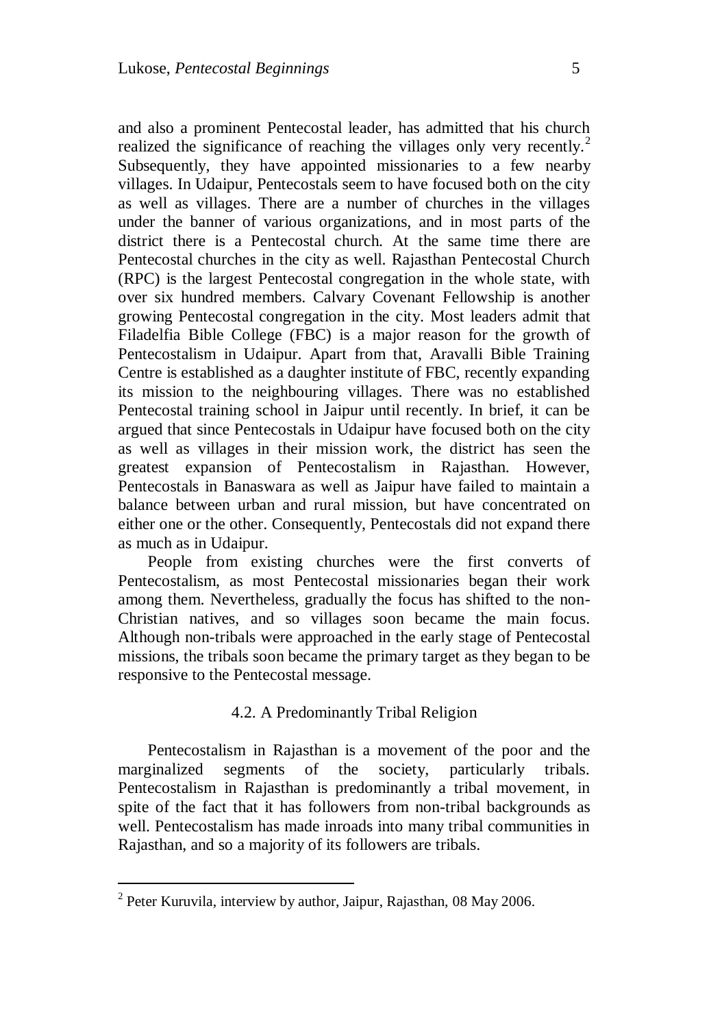and also a prominent Pentecostal leader, has admitted that his church realized the significance of reaching the villages only very recently.[2] Subsequently, they have appointed missionaries to a few nearby villages. In Udaipur, Pentecostals seem to have focused both on the city as well as villages. There are a number of churches in the villages under the banner of various organizations, and in most parts of the district there is a Pentecostal church. At the same time there are Pentecostal churches in the city as well. Rajasthan Pentecostal Church (RPC) is the largest Pentecostal congregation in the whole state, with over six hundred members. Calvary Covenant Fellowship is another growing Pentecostal congregation in the city. Most leaders admit that Filadelfia Bible College (FBC) is a major reason for the growth of Pentecostalism in Udaipur. Apart from that, Aravalli Bible Training Centre is established as a daughter institute of FBC, recently expanding its mission to the neighbouring villages. There was no established Pentecostal training school in Jaipur until recently. In brief, it can be argued that since Pentecostals in Udaipur have focused both on the city as well as villages in their mission work, the district has seen the greatest expansion of Pentecostalism in Rajasthan. However, Pentecostals in Banaswara as well as Jaipur have failed to maintain a balance between urban and rural mission, but have concentrated on either one or the other. Consequently, Pentecostals did not expand there as much as in Udaipur.

People from existing churches were the first converts of Pentecostalism, as most Pentecostal missionaries began their work among them. Nevertheless, gradually the focus has shifted to the non-Christian natives, and so villages soon became the main focus. Although non-tribals were approached in the early stage of Pentecostal missions, the tribals soon became the primary target as they began to be responsive to the Pentecostal message.

### 4.2. A Predominantly Tribal Religion

Pentecostalism in Rajasthan is a movement of the poor and the marginalized segments of the society, particularly tribals. Pentecostalism in Rajasthan is predominantly a tribal movement, in spite of the fact that it has followers from non-tribal backgrounds as well. Pentecostalism has made inroads into many tribal communities in Rajasthan, and so a majority of its followers are tribals.

---

[2] Peter Kuruvila, interview by author, Jaipur, Rajasthan, 08 May 2006.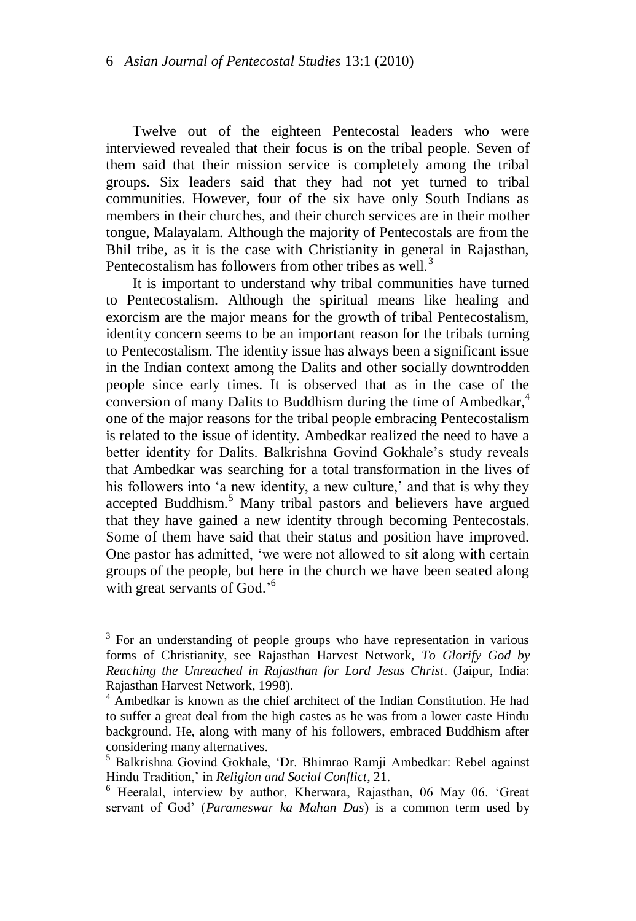Twelve out of the eighteen Pentecostal leaders who were interviewed revealed that their focus is on the tribal people. Seven of them said that their mission service is completely among the tribal groups. Six leaders said that they had not yet turned to tribal communities. However, four of the six have only South Indians as members in their churches, and their church services are in their mother tongue, Malayalam. Although the majority of Pentecostals are from the Bhil tribe, as it is the case with Christianity in general in Rajasthan, Pentecostalism has followers from other tribes as well.[3]

It is important to understand why tribal communities have turned to Pentecostalism. Although the spiritual means like healing and exorcism are the major means for the growth of tribal Pentecostalism, identity concern seems to be an important reason for the tribals turning to Pentecostalism. The identity issue has always been a significant issue in the Indian context among the Dalits and other socially downtrodden people since early times. It is observed that as in the case of the conversion of many Dalits to Buddhism during the time of Ambedkar,[4] one of the major reasons for the tribal people embracing Pentecostalism is related to the issue of identity. Ambedkar realized the need to have a better identity for Dalits. Balkrishna Govind Gokhale's study reveals that Ambedkar was searching for a total transformation in the lives of his followers into 'a new identity, a new culture,' and that is why they accepted Buddhism.[5] Many tribal pastors and believers have argued that they have gained a new identity through becoming Pentecostals. Some of them have said that their status and position have improved. One pastor has admitted, 'we were not allowed to sit along with certain groups of the people, but here in the church we have been seated along with great servants of God.'[6]

---

[3] For an understanding of people groups who have representation in various forms of Christianity, see Rajasthan Harvest Network, *To Glorify God by Reaching the Unreached in Rajasthan for Lord Jesus Christ*. (Jaipur, India: Rajasthan Harvest Network, 1998).

[4] Ambedkar is known as the chief architect of the Indian Constitution. He had to suffer a great deal from the high castes as he was from a lower caste Hindu background. He, along with many of his followers, embraced Buddhism after considering many alternatives.

[5] Balkrishna Govind Gokhale, 'Dr. Bhimrao Ramji Ambedkar: Rebel against Hindu Tradition,' in *Religion and Social Conflict*, 21.

[6] Heeralal, interview by author, Kherwara, Rajasthan, 06 May 06. 'Great servant of God' (*Parameswar ka Mahan Das*) is a common term used by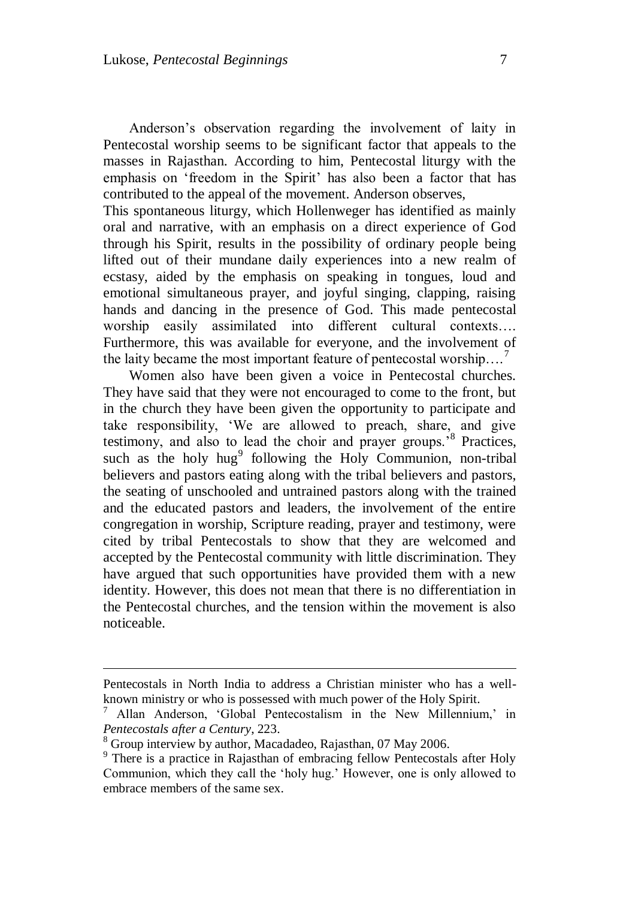Anderson's observation regarding the involvement of laity in Pentecostal worship seems to be significant factor that appeals to the masses in Rajasthan. According to him, Pentecostal liturgy with the emphasis on 'freedom in the Spirit' has also been a factor that has contributed to the appeal of the movement. Anderson observes,

> This spontaneous liturgy, which Hollenweger has identified as mainly oral and narrative, with an emphasis on a direct experience of God through his Spirit, results in the possibility of ordinary people being lifted out of their mundane daily experiences into a new realm of ecstasy, aided by the emphasis on speaking in tongues, loud and emotional simultaneous prayer, and joyful singing, clapping, raising hands and dancing in the presence of God. This made pentecostal worship easily assimilated into different cultural contexts…. Furthermore, this was available for everyone, and the involvement of the laity became the most important feature of pentecostal worship….[7]

Women also have been given a voice in Pentecostal churches. They have said that they were not encouraged to come to the front, but in the church they have been given the opportunity to participate and take responsibility, 'We are allowed to preach, share, and give testimony, and also to lead the choir and prayer groups.'[8] Practices, such as the holy hug[9] following the Holy Communion, non-tribal believers and pastors eating along with the tribal believers and pastors, the seating of unschooled and untrained pastors along with the trained and the educated pastors and leaders, the involvement of the entire congregation in worship, Scripture reading, prayer and testimony, were cited by tribal Pentecostals to show that they are welcomed and accepted by the Pentecostal community with little discrimination. They have argued that such opportunities have provided them with a new identity. However, this does not mean that there is no differentiation in the Pentecostal churches, and the tension within the movement is also noticeable.

---

Pentecostals in North India to address a Christian minister who has a well-known ministry or who is possessed with much power of the Holy Spirit.

[7] Allan Anderson, 'Global Pentecostalism in the New Millennium,' in *Pentecostals after a Century*, 223.

[8] Group interview by author, Macadadeo, Rajasthan, 07 May 2006.

[9] There is a practice in Rajasthan of embracing fellow Pentecostals after Holy Communion, which they call the 'holy hug.' However, one is only allowed to embrace members of the same sex.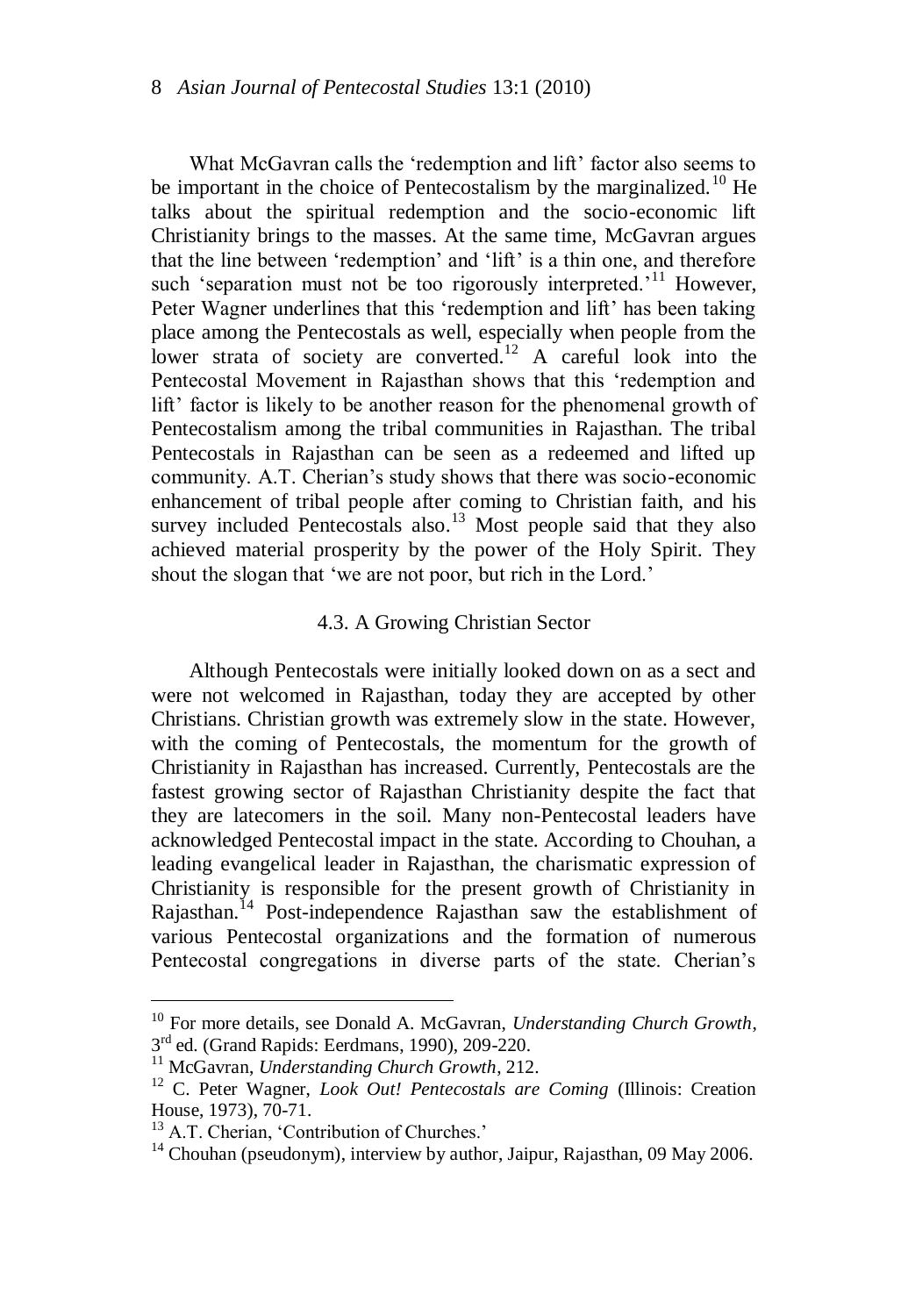What McGavran calls the 'redemption and lift' factor also seems to be important in the choice of Pentecostalism by the marginalized.[10] He talks about the spiritual redemption and the socio-economic lift Christianity brings to the masses. At the same time, McGavran argues that the line between 'redemption' and 'lift' is a thin one, and therefore such 'separation must not be too rigorously interpreted.'[11] However, Peter Wagner underlines that this 'redemption and lift' has been taking place among the Pentecostals as well, especially when people from the lower strata of society are converted.[12] A careful look into the Pentecostal Movement in Rajasthan shows that this 'redemption and lift' factor is likely to be another reason for the phenomenal growth of Pentecostalism among the tribal communities in Rajasthan. The tribal Pentecostals in Rajasthan can be seen as a redeemed and lifted up community. A.T. Cherian's study shows that there was socio-economic enhancement of tribal people after coming to Christian faith, and his survey included Pentecostals also.[13] Most people said that they also achieved material prosperity by the power of the Holy Spirit. They shout the slogan that 'we are not poor, but rich in the Lord.'

### 4.3. A Growing Christian Sector

Although Pentecostals were initially looked down on as a sect and were not welcomed in Rajasthan, today they are accepted by other Christians. Christian growth was extremely slow in the state. However, with the coming of Pentecostals, the momentum for the growth of Christianity in Rajasthan has increased. Currently, Pentecostals are the fastest growing sector of Rajasthan Christianity despite the fact that they are latecomers in the soil. Many non-Pentecostal leaders have acknowledged Pentecostal impact in the state. According to Chouhan, a leading evangelical leader in Rajasthan, the charismatic expression of Christianity is responsible for the present growth of Christianity in Rajasthan.[14] Post-independence Rajasthan saw the establishment of various Pentecostal organizations and the formation of numerous Pentecostal congregations in diverse parts of the state. Cherian's

---

[10] For more details, see Donald A. McGavran, *Understanding Church Growth*, 3rd ed. (Grand Rapids: Eerdmans, 1990), 209-220.

[11] McGavran, *Understanding Church Growth*, 212.

[12] C. Peter Wagner, *Look Out! Pentecostals are Coming* (Illinois: Creation House, 1973), 70-71.

[13] A.T. Cherian, 'Contribution of Churches.'

[14] Chouhan (pseudonym), interview by author, Jaipur, Rajasthan, 09 May 2006.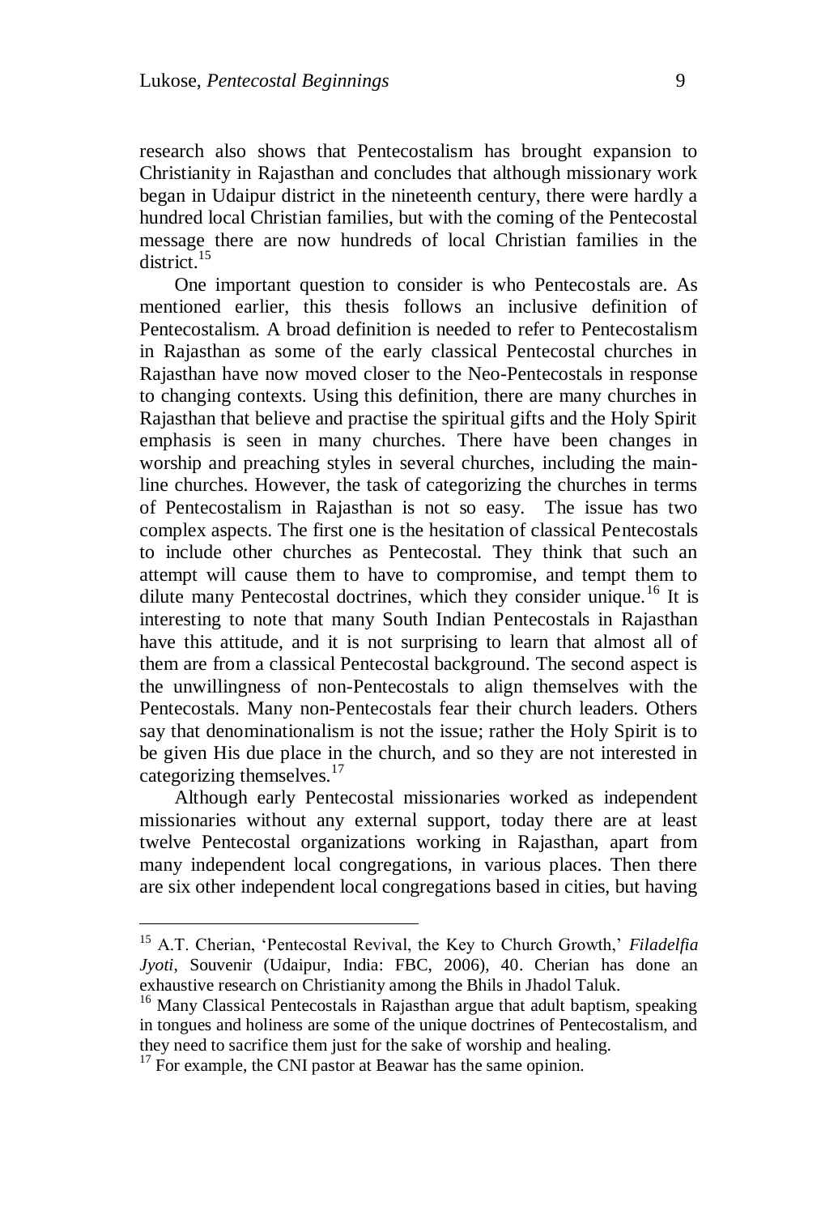research also shows that Pentecostalism has brought expansion to Christianity in Rajasthan and concludes that although missionary work began in Udaipur district in the nineteenth century, there were hardly a hundred local Christian families, but with the coming of the Pentecostal message there are now hundreds of local Christian families in the district.[15]

One important question to consider is who Pentecostals are. As mentioned earlier, this thesis follows an inclusive definition of Pentecostalism. A broad definition is needed to refer to Pentecostalism in Rajasthan as some of the early classical Pentecostal churches in Rajasthan have now moved closer to the Neo-Pentecostals in response to changing contexts. Using this definition, there are many churches in Rajasthan that believe and practise the spiritual gifts and the Holy Spirit emphasis is seen in many churches. There have been changes in worship and preaching styles in several churches, including the main-line churches. However, the task of categorizing the churches in terms of Pentecostalism in Rajasthan is not so easy. The issue has two complex aspects. The first one is the hesitation of classical Pentecostals to include other churches as Pentecostal. They think that such an attempt will cause them to have to compromise, and tempt them to dilute many Pentecostal doctrines, which they consider unique.[16] It is interesting to note that many South Indian Pentecostals in Rajasthan have this attitude, and it is not surprising to learn that almost all of them are from a classical Pentecostal background. The second aspect is the unwillingness of non-Pentecostals to align themselves with the Pentecostals. Many non-Pentecostals fear their church leaders. Others say that denominationalism is not the issue; rather the Holy Spirit is to be given His due place in the church, and so they are not interested in categorizing themselves.[17]

Although early Pentecostal missionaries worked as independent missionaries without any external support, today there are at least twelve Pentecostal organizations working in Rajasthan, apart from many independent local congregations, in various places. Then there are six other independent local congregations based in cities, but having

[15] A.T. Cherian, 'Pentecostal Revival, the Key to Church Growth,' *Filadelfia Jyoti*, Souvenir (Udaipur, India: FBC, 2006), 40. Cherian has done an exhaustive research on Christianity among the Bhils in Jhadol Taluk.

[16] Many Classical Pentecostals in Rajasthan argue that adult baptism, speaking in tongues and holiness are some of the unique doctrines of Pentecostalism, and they need to sacrifice them just for the sake of worship and healing.

[17] For example, the CNI pastor at Beawar has the same opinion.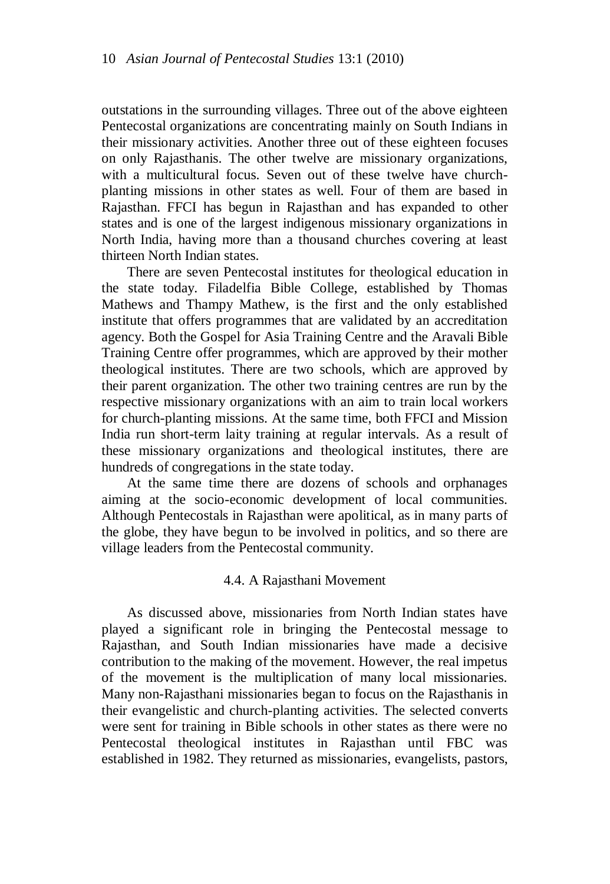outstations in the surrounding villages. Three out of the above eighteen Pentecostal organizations are concentrating mainly on South Indians in their missionary activities. Another three out of these eighteen focuses on only Rajasthanis. The other twelve are missionary organizations, with a multicultural focus. Seven out of these twelve have church-planting missions in other states as well. Four of them are based in Rajasthan. FFCI has begun in Rajasthan and has expanded to other states and is one of the largest indigenous missionary organizations in North India, having more than a thousand churches covering at least thirteen North Indian states.

There are seven Pentecostal institutes for theological education in the state today. Filadelfia Bible College, established by Thomas Mathews and Thampy Mathew, is the first and the only established institute that offers programmes that are validated by an accreditation agency. Both the Gospel for Asia Training Centre and the Aravali Bible Training Centre offer programmes, which are approved by their mother theological institutes. There are two schools, which are approved by their parent organization. The other two training centres are run by the respective missionary organizations with an aim to train local workers for church-planting missions. At the same time, both FFCI and Mission India run short-term laity training at regular intervals. As a result of these missionary organizations and theological institutes, there are hundreds of congregations in the state today.

At the same time there are dozens of schools and orphanages aiming at the socio-economic development of local communities. Although Pentecostals in Rajasthan were apolitical, as in many parts of the globe, they have begun to be involved in politics, and so there are village leaders from the Pentecostal community.

### 4.4. A Rajasthani Movement

As discussed above, missionaries from North Indian states have played a significant role in bringing the Pentecostal message to Rajasthan, and South Indian missionaries have made a decisive contribution to the making of the movement. However, the real impetus of the movement is the multiplication of many local missionaries. Many non-Rajasthani missionaries began to focus on the Rajasthanis in their evangelistic and church-planting activities. The selected converts were sent for training in Bible schools in other states as there were no Pentecostal theological institutes in Rajasthan until FBC was established in 1982. They returned as missionaries, evangelists, pastors,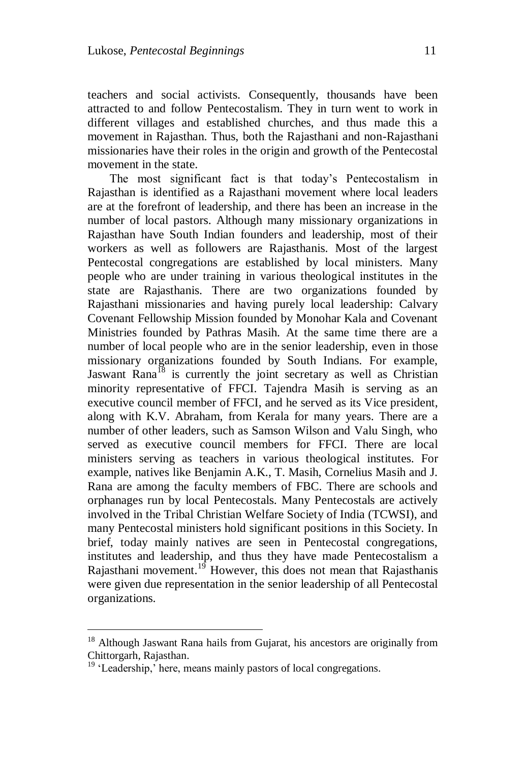teachers and social activists. Consequently, thousands have been attracted to and follow Pentecostalism. They in turn went to work in different villages and established churches, and thus made this a movement in Rajasthan. Thus, both the Rajasthani and non-Rajasthani missionaries have their roles in the origin and growth of the Pentecostal movement in the state.

The most significant fact is that today's Pentecostalism in Rajasthan is identified as a Rajasthani movement where local leaders are at the forefront of leadership, and there has been an increase in the number of local pastors. Although many missionary organizations in Rajasthan have South Indian founders and leadership, most of their workers as well as followers are Rajasthanis. Most of the largest Pentecostal congregations are established by local ministers. Many people who are under training in various theological institutes in the state are Rajasthanis. There are two organizations founded by Rajasthani missionaries and having purely local leadership: Calvary Covenant Fellowship Mission founded by Monohar Kala and Covenant Ministries founded by Pathras Masih. At the same time there are a number of local people who are in the senior leadership, even in those missionary organizations founded by South Indians. For example, Jaswant Rana[18] is currently the joint secretary as well as Christian minority representative of FFCI. Tajendra Masih is serving as an executive council member of FFCI, and he served as its Vice president, along with K.V. Abraham, from Kerala for many years. There are a number of other leaders, such as Samson Wilson and Valu Singh, who served as executive council members for FFCI. There are local ministers serving as teachers in various theological institutes. For example, natives like Benjamin A.K., T. Masih, Cornelius Masih and J. Rana are among the faculty members of FBC. There are schools and orphanages run by local Pentecostals. Many Pentecostals are actively involved in the Tribal Christian Welfare Society of India (TCWSI), and many Pentecostal ministers hold significant positions in this Society. In brief, today mainly natives are seen in Pentecostal congregations, institutes and leadership, and thus they have made Pentecostalism a Rajasthani movement.[19] However, this does not mean that Rajasthanis were given due representation in the senior leadership of all Pentecostal organizations.

---

[18] Although Jaswant Rana hails from Gujarat, his ancestors are originally from Chittorgarh, Rajasthan.

[19] 'Leadership,' here, means mainly pastors of local congregations.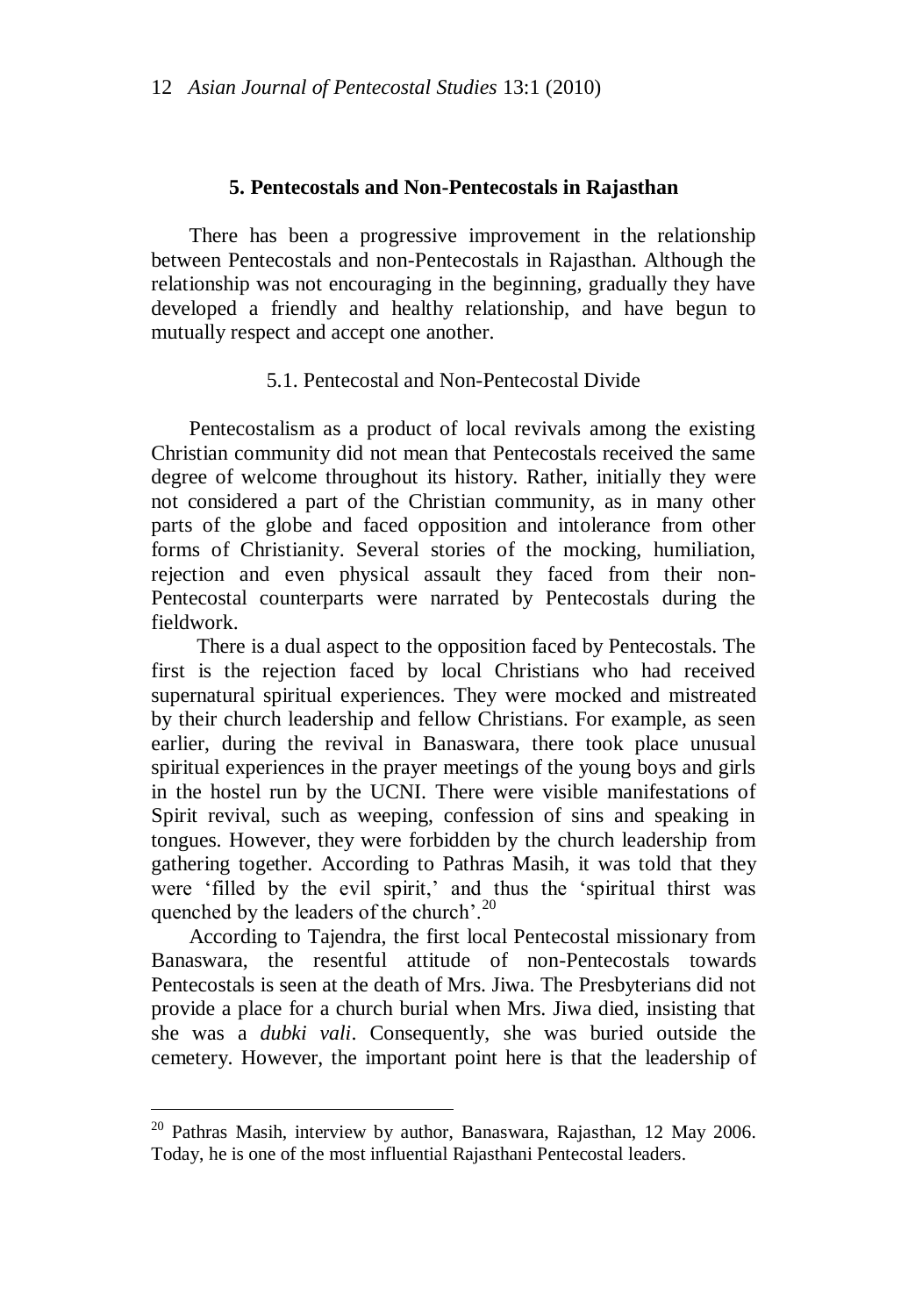## 5. Pentecostals and Non-Pentecostals in Rajasthan

There has been a progressive improvement in the relationship between Pentecostals and non-Pentecostals in Rajasthan. Although the relationship was not encouraging in the beginning, gradually they have developed a friendly and healthy relationship, and have begun to mutually respect and accept one another.

### 5.1. Pentecostal and Non-Pentecostal Divide

Pentecostalism as a product of local revivals among the existing Christian community did not mean that Pentecostals received the same degree of welcome throughout its history. Rather, initially they were not considered a part of the Christian community, as in many other parts of the globe and faced opposition and intolerance from other forms of Christianity. Several stories of the mocking, humiliation, rejection and even physical assault they faced from their non-Pentecostal counterparts were narrated by Pentecostals during the fieldwork.

There is a dual aspect to the opposition faced by Pentecostals. The first is the rejection faced by local Christians who had received supernatural spiritual experiences. They were mocked and mistreated by their church leadership and fellow Christians. For example, as seen earlier, during the revival in Banaswara, there took place unusual spiritual experiences in the prayer meetings of the young boys and girls in the hostel run by the UCNI. There were visible manifestations of Spirit revival, such as weeping, confession of sins and speaking in tongues. However, they were forbidden by the church leadership from gathering together. According to Pathras Masih, it was told that they were 'filled by the evil spirit,' and thus the 'spiritual thirst was quenched by the leaders of the church'.[20]

According to Tajendra, the first local Pentecostal missionary from Banaswara, the resentful attitude of non-Pentecostals towards Pentecostals is seen at the death of Mrs. Jiwa. The Presbyterians did not provide a place for a church burial when Mrs. Jiwa died, insisting that she was a *dubki vali*. Consequently, she was buried outside the cemetery. However, the important point here is that the leadership of

---

[20] Pathras Masih, interview by author, Banaswara, Rajasthan, 12 May 2006. Today, he is one of the most influential Rajasthani Pentecostal leaders.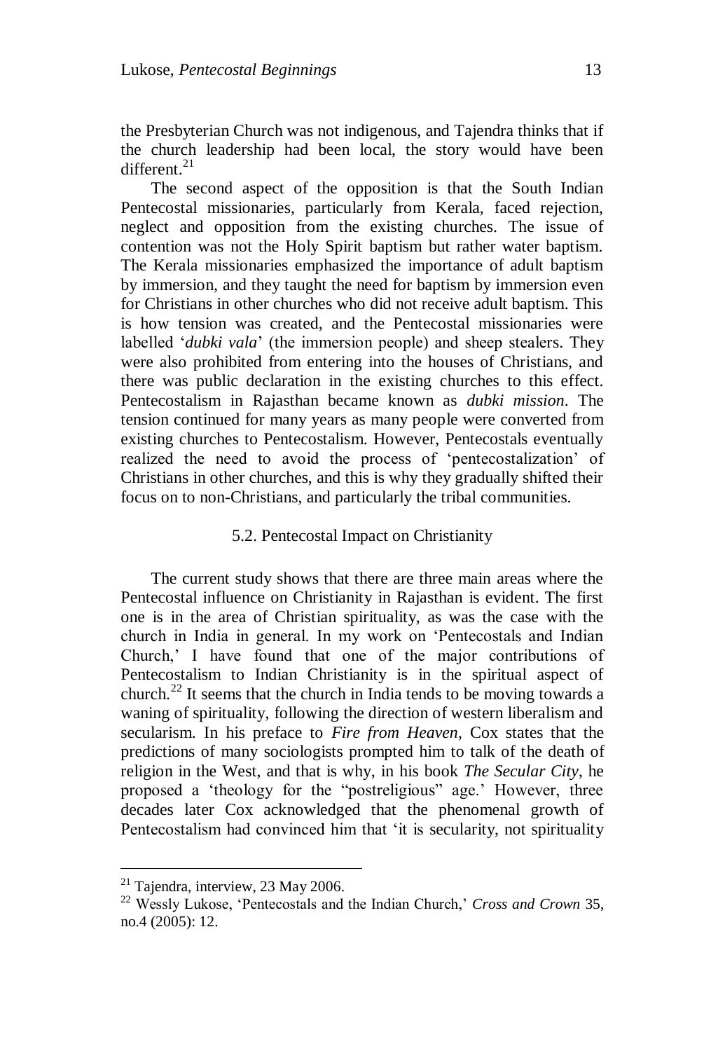the Presbyterian Church was not indigenous, and Tajendra thinks that if the church leadership had been local, the story would have been different.[21]

The second aspect of the opposition is that the South Indian Pentecostal missionaries, particularly from Kerala, faced rejection, neglect and opposition from the existing churches. The issue of contention was not the Holy Spirit baptism but rather water baptism. The Kerala missionaries emphasized the importance of adult baptism by immersion, and they taught the need for baptism by immersion even for Christians in other churches who did not receive adult baptism. This is how tension was created, and the Pentecostal missionaries were labelled '*dubki vala*' (the immersion people) and sheep stealers. They were also prohibited from entering into the houses of Christians, and there was public declaration in the existing churches to this effect. Pentecostalism in Rajasthan became known as *dubki mission*. The tension continued for many years as many people were converted from existing churches to Pentecostalism. However, Pentecostals eventually realized the need to avoid the process of 'pentecostalization' of Christians in other churches, and this is why they gradually shifted their focus on to non-Christians, and particularly the tribal communities.

### 5.2. Pentecostal Impact on Christianity

The current study shows that there are three main areas where the Pentecostal influence on Christianity in Rajasthan is evident. The first one is in the area of Christian spirituality, as was the case with the church in India in general. In my work on 'Pentecostals and Indian Church,' I have found that one of the major contributions of Pentecostalism to Indian Christianity is in the spiritual aspect of church.[22] It seems that the church in India tends to be moving towards a waning of spirituality, following the direction of western liberalism and secularism. In his preface to *Fire from Heaven*, Cox states that the predictions of many sociologists prompted him to talk of the death of religion in the West, and that is why, in his book *The Secular City*, he proposed a 'theology for the "postreligious" age.' However, three decades later Cox acknowledged that the phenomenal growth of Pentecostalism had convinced him that 'it is secularity, not spirituality

---

[21] Tajendra, interview, 23 May 2006.

[22] Wessly Lukose, 'Pentecostals and the Indian Church,' *Cross and Crown* 35, no.4 (2005): 12.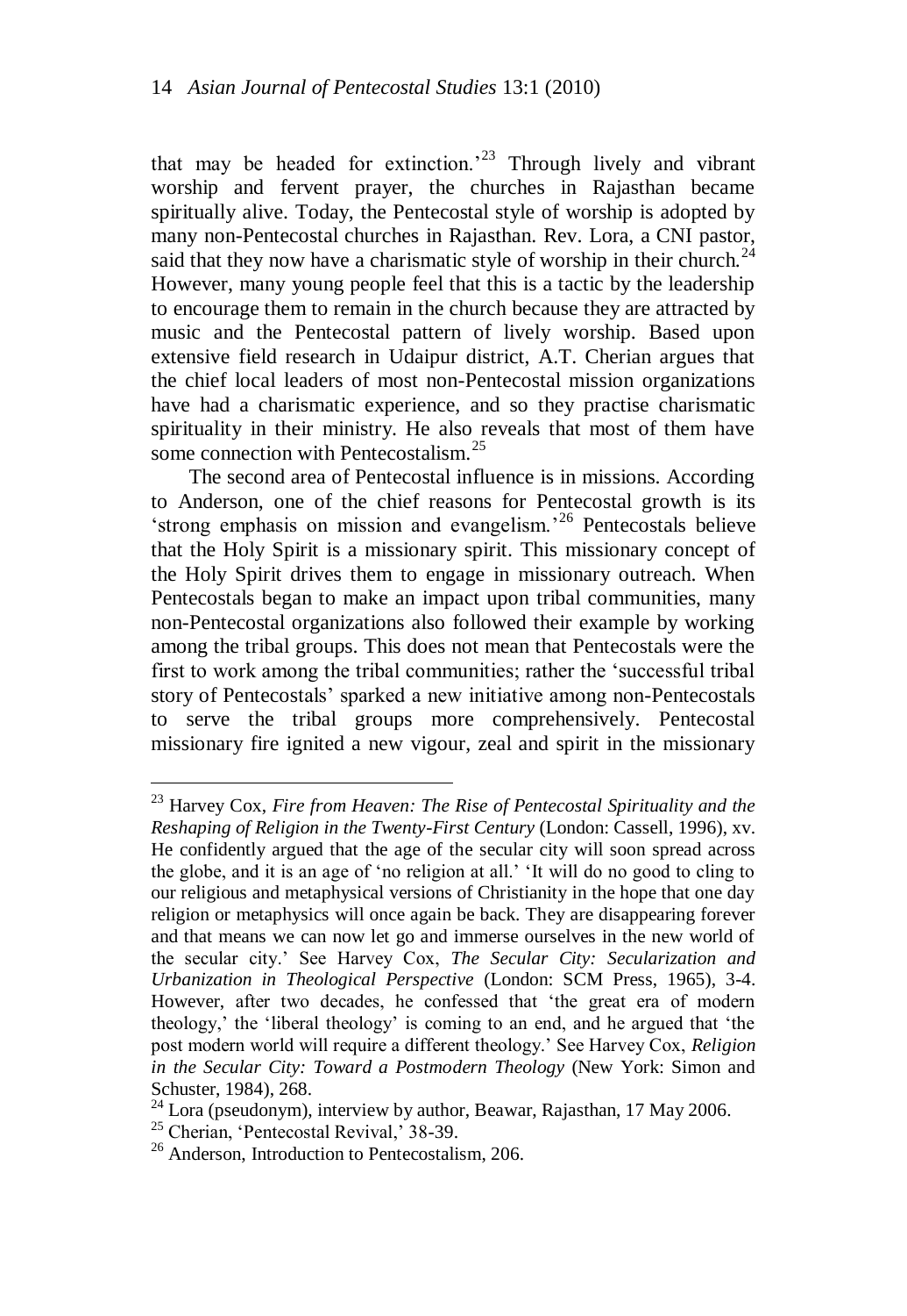that may be headed for extinction.'[23] Through lively and vibrant worship and fervent prayer, the churches in Rajasthan became spiritually alive. Today, the Pentecostal style of worship is adopted by many non-Pentecostal churches in Rajasthan. Rev. Lora, a CNI pastor, said that they now have a charismatic style of worship in their church.[24] However, many young people feel that this is a tactic by the leadership to encourage them to remain in the church because they are attracted by music and the Pentecostal pattern of lively worship. Based upon extensive field research in Udaipur district, A.T. Cherian argues that the chief local leaders of most non-Pentecostal mission organizations have had a charismatic experience, and so they practise charismatic spirituality in their ministry. He also reveals that most of them have some connection with Pentecostalism.[25]

The second area of Pentecostal influence is in missions. According to Anderson, one of the chief reasons for Pentecostal growth is its 'strong emphasis on mission and evangelism.'[26] Pentecostals believe that the Holy Spirit is a missionary spirit. This missionary concept of the Holy Spirit drives them to engage in missionary outreach. When Pentecostals began to make an impact upon tribal communities, many non-Pentecostal organizations also followed their example by working among the tribal groups. This does not mean that Pentecostals were the first to work among the tribal communities; rather the 'successful tribal story of Pentecostals' sparked a new initiative among non-Pentecostals to serve the tribal groups more comprehensively. Pentecostal missionary fire ignited a new vigour, zeal and spirit in the missionary

---

[23] Harvey Cox, *Fire from Heaven: The Rise of Pentecostal Spirituality and the Reshaping of Religion in the Twenty-First Century* (London: Cassell, 1996), xv. He confidently argued that the age of the secular city will soon spread across the globe, and it is an age of 'no religion at all.' 'It will do no good to cling to our religious and metaphysical versions of Christianity in the hope that one day religion or metaphysics will once again be back. They are disappearing forever and that means we can now let go and immerse ourselves in the new world of the secular city.' See Harvey Cox, *The Secular City: Secularization and Urbanization in Theological Perspective* (London: SCM Press, 1965), 3-4. However, after two decades, he confessed that 'the great era of modern theology,' the 'liberal theology' is coming to an end, and he argued that 'the post modern world will require a different theology.' See Harvey Cox, *Religion in the Secular City: Toward a Postmodern Theology* (New York: Simon and Schuster, 1984), 268.

[24] Lora (pseudonym), interview by author, Beawar, Rajasthan, 17 May 2006.

[25] Cherian, 'Pentecostal Revival,' 38-39.

[26] Anderson, Introduction to Pentecostalism, 206.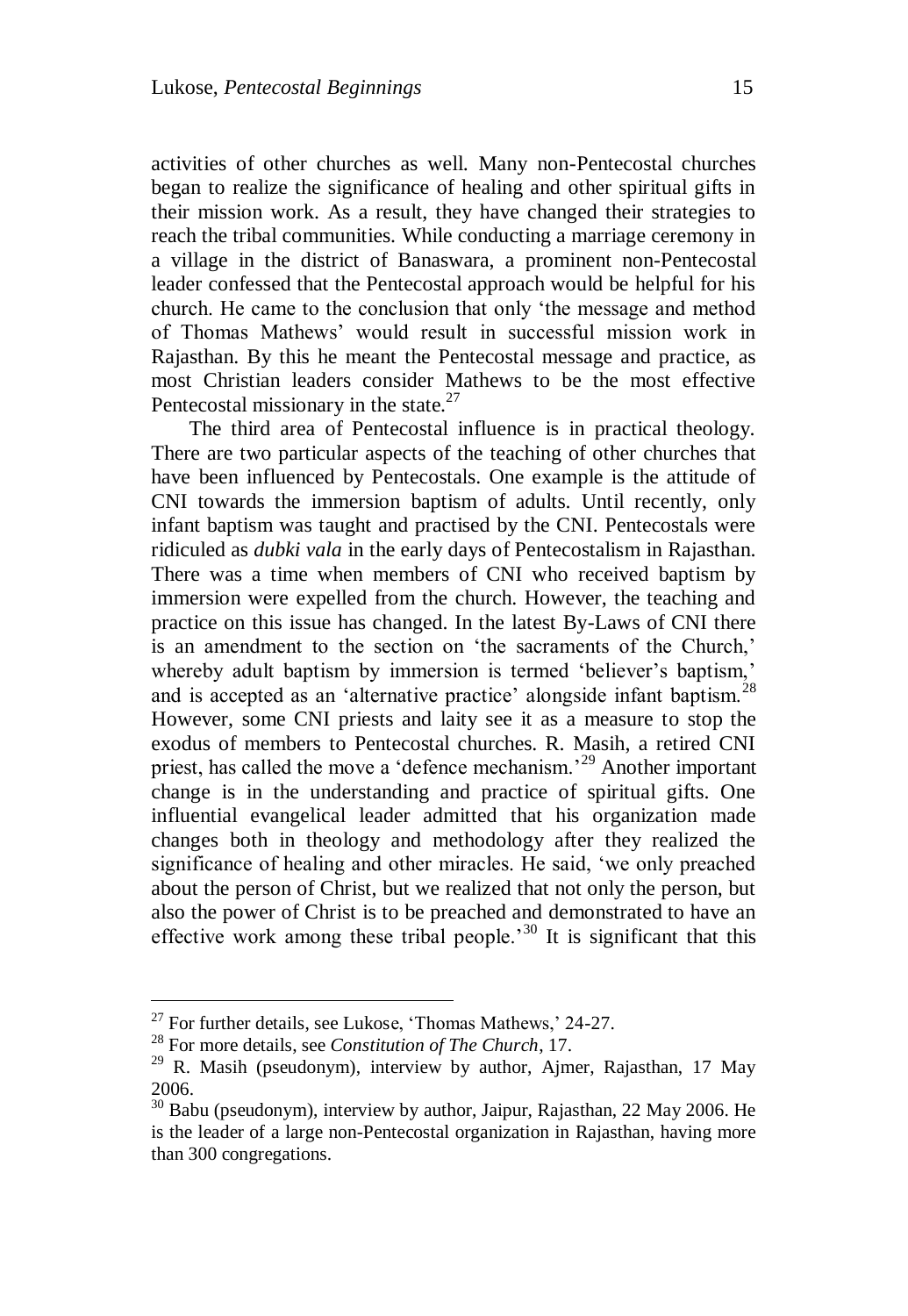activities of other churches as well. Many non-Pentecostal churches began to realize the significance of healing and other spiritual gifts in their mission work. As a result, they have changed their strategies to reach the tribal communities. While conducting a marriage ceremony in a village in the district of Banaswara, a prominent non-Pentecostal leader confessed that the Pentecostal approach would be helpful for his church. He came to the conclusion that only 'the message and method of Thomas Mathews' would result in successful mission work in Rajasthan. By this he meant the Pentecostal message and practice, as most Christian leaders consider Mathews to be the most effective Pentecostal missionary in the state.[27]

The third area of Pentecostal influence is in practical theology. There are two particular aspects of the teaching of other churches that have been influenced by Pentecostals. One example is the attitude of CNI towards the immersion baptism of adults. Until recently, only infant baptism was taught and practised by the CNI. Pentecostals were ridiculed as *dubki vala* in the early days of Pentecostalism in Rajasthan. There was a time when members of CNI who received baptism by immersion were expelled from the church. However, the teaching and practice on this issue has changed. In the latest By-Laws of CNI there is an amendment to the section on 'the sacraments of the Church,' whereby adult baptism by immersion is termed 'believer's baptism,' and is accepted as an 'alternative practice' alongside infant baptism.[28] However, some CNI priests and laity see it as a measure to stop the exodus of members to Pentecostal churches. R. Masih, a retired CNI priest, has called the move a 'defence mechanism.'[29] Another important change is in the understanding and practice of spiritual gifts. One influential evangelical leader admitted that his organization made changes both in theology and methodology after they realized the significance of healing and other miracles. He said, 'we only preached about the person of Christ, but we realized that not only the person, but also the power of Christ is to be preached and demonstrated to have an effective work among these tribal people.'[30] It is significant that this

---

[27] For further details, see Lukose, 'Thomas Mathews,' 24-27.

[28] For more details, see *Constitution of The Church*, 17.

[29] R. Masih (pseudonym), interview by author, Ajmer, Rajasthan, 17 May 2006.

[30] Babu (pseudonym), interview by author, Jaipur, Rajasthan, 22 May 2006. He is the leader of a large non-Pentecostal organization in Rajasthan, having more than 300 congregations.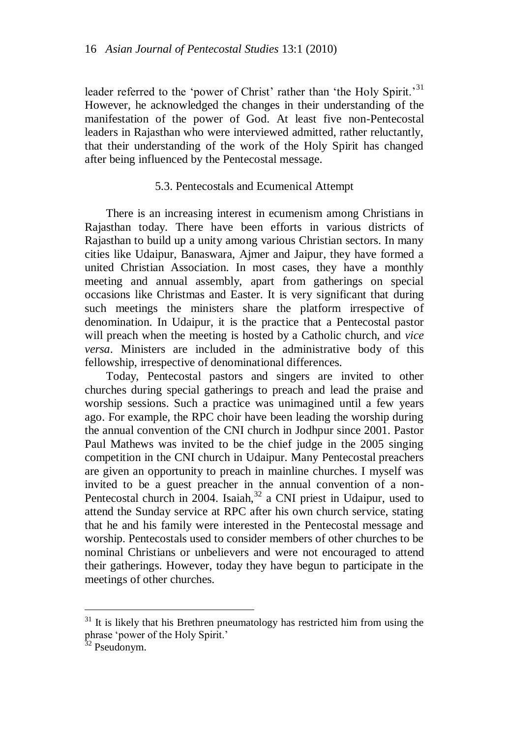leader referred to the 'power of Christ' rather than 'the Holy Spirit.'[31] However, he acknowledged the changes in their understanding of the manifestation of the power of God. At least five non-Pentecostal leaders in Rajasthan who were interviewed admitted, rather reluctantly, that their understanding of the work of the Holy Spirit has changed after being influenced by the Pentecostal message.

### 5.3. Pentecostals and Ecumenical Attempt

There is an increasing interest in ecumenism among Christians in Rajasthan today. There have been efforts in various districts of Rajasthan to build up a unity among various Christian sectors. In many cities like Udaipur, Banaswara, Ajmer and Jaipur, they have formed a united Christian Association. In most cases, they have a monthly meeting and annual assembly, apart from gatherings on special occasions like Christmas and Easter. It is very significant that during such meetings the ministers share the platform irrespective of denomination. In Udaipur, it is the practice that a Pentecostal pastor will preach when the meeting is hosted by a Catholic church, and *vice versa*. Ministers are included in the administrative body of this fellowship, irrespective of denominational differences.

Today, Pentecostal pastors and singers are invited to other churches during special gatherings to preach and lead the praise and worship sessions. Such a practice was unimagined until a few years ago. For example, the RPC choir have been leading the worship during the annual convention of the CNI church in Jodhpur since 2001. Pastor Paul Mathews was invited to be the chief judge in the 2005 singing competition in the CNI church in Udaipur. Many Pentecostal preachers are given an opportunity to preach in mainline churches. I myself was invited to be a guest preacher in the annual convention of a non-Pentecostal church in 2004. Isaiah,[32] a CNI priest in Udaipur, used to attend the Sunday service at RPC after his own church service, stating that he and his family were interested in the Pentecostal message and worship. Pentecostals used to consider members of other churches to be nominal Christians or unbelievers and were not encouraged to attend their gatherings. However, today they have begun to participate in the meetings of other churches.

---

[31] It is likely that his Brethren pneumatology has restricted him from using the phrase 'power of the Holy Spirit.'

[32] Pseudonym.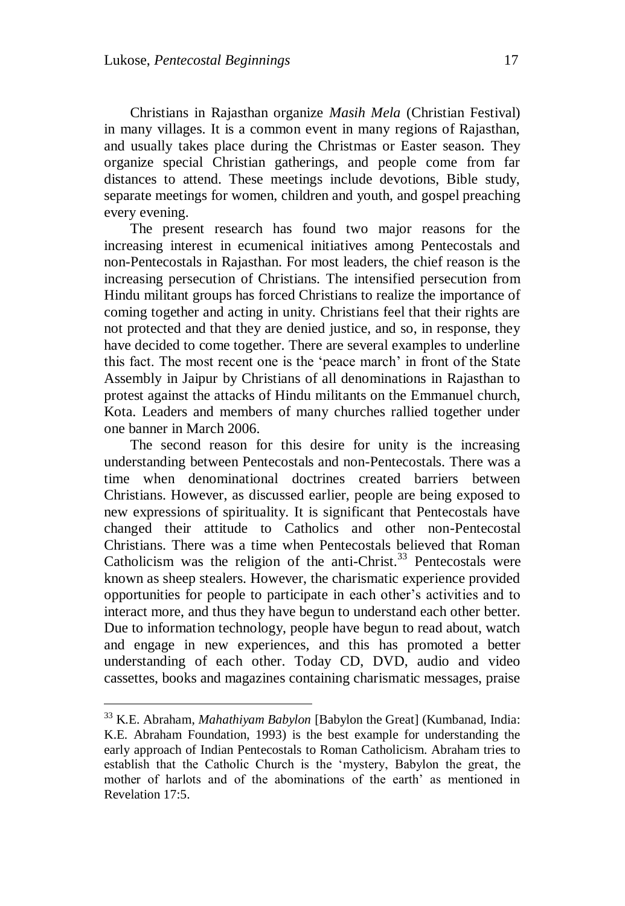Christians in Rajasthan organize *Masih Mela* (Christian Festival) in many villages. It is a common event in many regions of Rajasthan, and usually takes place during the Christmas or Easter season. They organize special Christian gatherings, and people come from far distances to attend. These meetings include devotions, Bible study, separate meetings for women, children and youth, and gospel preaching every evening.

The present research has found two major reasons for the increasing interest in ecumenical initiatives among Pentecostals and non-Pentecostals in Rajasthan. For most leaders, the chief reason is the increasing persecution of Christians. The intensified persecution from Hindu militant groups has forced Christians to realize the importance of coming together and acting in unity. Christians feel that their rights are not protected and that they are denied justice, and so, in response, they have decided to come together. There are several examples to underline this fact. The most recent one is the 'peace march' in front of the State Assembly in Jaipur by Christians of all denominations in Rajasthan to protest against the attacks of Hindu militants on the Emmanuel church, Kota. Leaders and members of many churches rallied together under one banner in March 2006.

The second reason for this desire for unity is the increasing understanding between Pentecostals and non-Pentecostals. There was a time when denominational doctrines created barriers between Christians. However, as discussed earlier, people are being exposed to new expressions of spirituality. It is significant that Pentecostals have changed their attitude to Catholics and other non-Pentecostal Christians. There was a time when Pentecostals believed that Roman Catholicism was the religion of the anti-Christ.[33] Pentecostals were known as sheep stealers. However, the charismatic experience provided opportunities for people to participate in each other's activities and to interact more, and thus they have begun to understand each other better. Due to information technology, people have begun to read about, watch and engage in new experiences, and this has promoted a better understanding of each other. Today CD, DVD, audio and video cassettes, books and magazines containing charismatic messages, praise

---

[33] K.E. Abraham, *Mahathiyam Babylon* [Babylon the Great] (Kumbanad, India: K.E. Abraham Foundation, 1993) is the best example for understanding the early approach of Indian Pentecostals to Roman Catholicism. Abraham tries to establish that the Catholic Church is the 'mystery, Babylon the great, the mother of harlots and of the abominations of the earth' as mentioned in Revelation 17:5.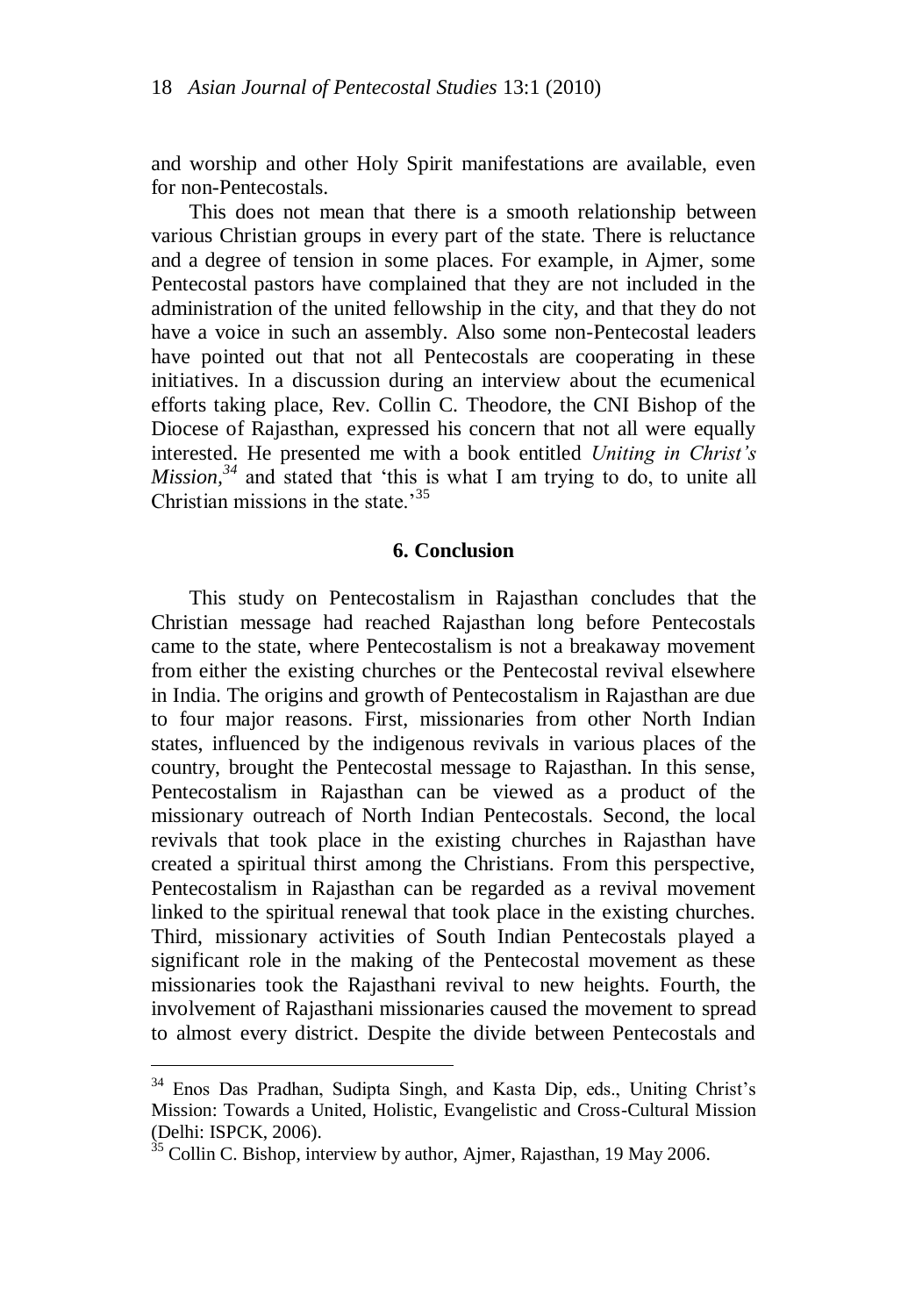and worship and other Holy Spirit manifestations are available, even for non-Pentecostals.

This does not mean that there is a smooth relationship between various Christian groups in every part of the state. There is reluctance and a degree of tension in some places. For example, in Ajmer, some Pentecostal pastors have complained that they are not included in the administration of the united fellowship in the city, and that they do not have a voice in such an assembly. Also some non-Pentecostal leaders have pointed out that not all Pentecostals are cooperating in these initiatives. In a discussion during an interview about the ecumenical efforts taking place, Rev. Collin C. Theodore, the CNI Bishop of the Diocese of Rajasthan, expressed his concern that not all were equally interested. He presented me with a book entitled *Uniting in Christ's Mission*,[34] and stated that 'this is what I am trying to do, to unite all Christian missions in the state.'[35]

## 6. Conclusion

This study on Pentecostalism in Rajasthan concludes that the Christian message had reached Rajasthan long before Pentecostals came to the state, where Pentecostalism is not a breakaway movement from either the existing churches or the Pentecostal revival elsewhere in India. The origins and growth of Pentecostalism in Rajasthan are due to four major reasons. First, missionaries from other North Indian states, influenced by the indigenous revivals in various places of the country, brought the Pentecostal message to Rajasthan. In this sense, Pentecostalism in Rajasthan can be viewed as a product of the missionary outreach of North Indian Pentecostals. Second, the local revivals that took place in the existing churches in Rajasthan have created a spiritual thirst among the Christians. From this perspective, Pentecostalism in Rajasthan can be regarded as a revival movement linked to the spiritual renewal that took place in the existing churches. Third, missionary activities of South Indian Pentecostals played a significant role in the making of the Pentecostal movement as these missionaries took the Rajasthani revival to new heights. Fourth, the involvement of Rajasthani missionaries caused the movement to spread to almost every district. Despite the divide between Pentecostals and

---

[34] Enos Das Pradhan, Sudipta Singh, and Kasta Dip, eds., Uniting Christ's Mission: Towards a United, Holistic, Evangelistic and Cross-Cultural Mission (Delhi: ISPCK, 2006).

[35] Collin C. Bishop, interview by author, Ajmer, Rajasthan, 19 May 2006.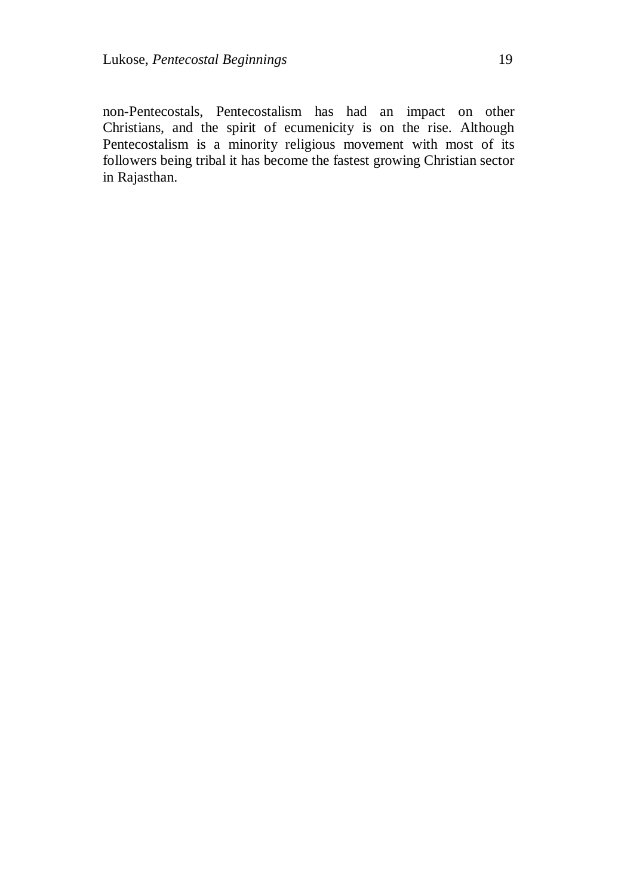non-Pentecostals, Pentecostalism has had an impact on other Christians, and the spirit of ecumenicity is on the rise. Although Pentecostalism is a minority religious movement with most of its followers being tribal it has become the fastest growing Christian sector in Rajasthan.